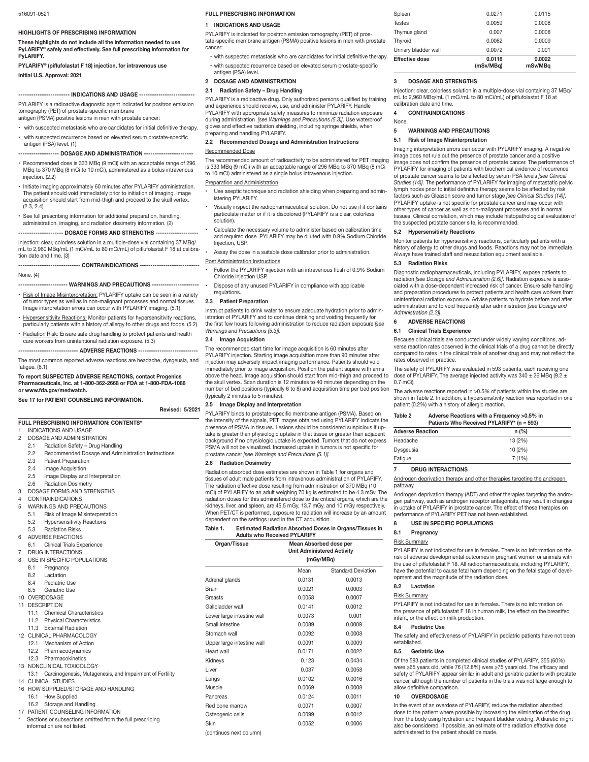516091-0521

**HIGHLIGHTS OF PRESCRIBING INFORMATION**

**These highlights do not include all the information needed to use PyLARIFY® safely and effectively. See full prescribing information for PyLARIFY.**

**PYLARIFY® (piflufolastat F 18) injection, for intravenous use**

**Initial U.S. Approval: 2021**

**----------------------- INDICATIONS AND USAGE -----------------------**

PYLARIFY is a radioactive diagnostic agent indicated for positron emission tomography (PET) of prostate-specific membrane antigen (PSMA) positive lesions in men with prostate cancer:

- with suspected metastasis who are candidates for initial definitive therapy.
- with suspected recurrence based on elevated serum prostate-specific antigen (PSA) level. (1)

**------------------- DOSAGE AND ADMINISTRATION -------------------**

- Recommended dose is 333 MBq (9 mCi) with an acceptable range of 296 MBq to 370 MBq (8 mCi to 10 mCi), administered as a bolus intravenous injection. (2.2)
- Initiate imaging approximately 60 minutes after PYLARIFY administration. The patient should void immediately prior to initiation of imaging. Image acquisition should start from mid-thigh and proceed to the skull vertex. (2.3, 2.4)
- See full prescribing information for additional preparation, handling, administration, imaging, and radiation dosimetry information. (2)

**------------------- DOSAGE FORMS AND STRENGTHS -------------------**

Injection: clear, colorless solution in a multiple-dose vial containing 37 MBq/mL to 2,960 MBq/mL (1 mCi/mL to 80 mCi/mL) of piflufolastat F 18 at calibration date and time. (3)

**----------------------- CONTRAINDICATIONS -----------------------**

None. (4)

**------------------- WARNINGS AND PRECAUTIONS -------------------**

- Risk of Image Misinterpretation: PYLARIFY uptake can be seen in a variety of tumor types as well as in non-malignant processes and normal tissues. Image interpretation errors can occur with PYLARIFY imaging. (5.1)
- Hypersensitivity Reactions: Monitor patients for hypersensitivity reactions, particularly patients with a history of allergy to other drugs and foods. (5.2)
- Radiation Risk: Ensure safe drug handling to protect patients and health care workers from unintentional radiation exposure. (5.3)

**----------------------- ADVERSE REACTIONS -----------------------**

The most common reported adverse reactions are headache, dysgeusia, and fatigue. (6.1)

**To report SUSPECTED ADVERSE REACTIONS, contact Progenics Pharmaceuticals, Inc. at 1-800-362-2668 or FDA at 1-800-FDA-1088 or www.fda.gov/medwatch.**

**See 17 for PATIENT COUNSELING INFORMATION.**

**Revised: 5/2021**

**FULL PRESCRIBING INFORMATION: CONTENTS***

1 INDICATIONS AND USAGE
2 DOSAGE AND ADMINISTRATION
 2.1 Radiation Safety – Drug Handling
 2.2 Recommended Dosage and Administration Instructions
 2.3 Patient Preparation
 2.4 Image Acquisition
 2.5 Image Display and Interpretation
 2.6 Radiation Dosimetry
3 DOSAGE FORMS AND STRENGTHS
4 CONTRAINDICATIONS
5 WARNINGS AND PRECAUTIONS
 5.1 Risk of Image Misinterpretation
 5.2 Hypersensitivity Reactions
 5.3 Radiation Risks
6 ADVERSE REACTIONS
 6.1 Clinical Trials Experience
7 DRUG INTERACTIONS
8 USE IN SPECIFIC POPULATIONS
 8.1 Pregnancy
 8.2 Lactation
 8.4 Pediatric Use
 8.5 Geriatric Use
10 OVERDOSAGE
11 DESCRIPTION
 11.1 Chemical Characteristics
 11.2 Physical Characteristics
 11.3 External Radiation
12 CLINICAL PHARMACOLOGY
 12.1 Mechanism of Action
 12.2 Pharmacodynamics
 12.3 Pharmacokinetics
13 NONCLINICAL TOXICOLOGY
 13.1 Carcinogenesis, Mutagenesis, and Impairment of Fertility
14 CLINICAL STUDIES
16 HOW SUPPLIED/STORAGE AND HANDLING
 16.1 How Supplied
 16.2 Storage and Handling
17 PATIENT COUNSELING INFORMATION

\* Sections or subsections omitted from the full prescribing information are not listed.

**FULL PRESCRIBING INFORMATION**

## 1 INDICATIONS AND USAGE

PYLARIFY is indicated for positron emission tomography (PET) of prostate-specific membrane antigen (PSMA) positive lesions in men with prostate cancer:

- with suspected metastasis who are candidates for initial definitive therapy.
- with suspected recurrence based on elevated serum prostate-specific antigen (PSA) level.

## 2 DOSAGE AND ADMINISTRATION

### 2.1 Radiation Safety – Drug Handling

PYLARIFY is a radioactive drug. Only authorized persons qualified by training and experience should receive, use, and administer PYLARIFY. Handle PYLARIFY with appropriate safety measures to minimize radiation exposure during administration *[see Warnings and Precautions (5.3)]*. Use waterproof gloves and effective radiation shielding, including syringe shields, when preparing and handling PYLARIFY.

### 2.2 Recommended Dosage and Administration Instructions

Recommended Dose

The recommended amount of radioactivity to be administered for PET imaging is 333 MBq (9 mCi) with an acceptable range of 296 MBq to 370 MBq (8 mCi to 10 mCi) administered as a single bolus intravenous injection.

Preparation and Administration

- Use aseptic technique and radiation shielding when preparing and administering PYLARIFY.
- Visually inspect the radiopharmaceutical solution. Do not use if it contains particulate matter or if it is discolored (PYLARIFY is a clear, colorless solution).
- Calculate the necessary volume to administer based on calibration time and required dose. PYLARIFY may be diluted with 0.9% Sodium Chloride Injection, USP.
- Assay the dose in a suitable dose calibrator prior to administration.

Post Administration Instructions

- Follow the PYLARIFY injection with an intravenous flush of 0.9% Sodium Chloride Injection USP.
- Dispose of any unused PYLARIFY in compliance with applicable regulations.

### 2.3 Patient Preparation

Instruct patients to drink water to ensure adequate hydration prior to administration of PYLARIFY and to continue drinking and voiding frequently for the first few hours following administration to reduce radiation exposure *[see Warnings and Precautions (5.3)]*.

### 2.4 Image Acquisition

The recommended start time for image acquisition is 60 minutes after PYLARIFY injection. Starting image acquisition more than 90 minutes after injection may adversely impact imaging performance. Patients should void immediately prior to image acquisition. Position the patient supine with arms above the head. Image acquisition should start from mid-thigh and proceed to the skull vertex. Scan duration is 12 minutes to 40 minutes depending on the number of bed positions (typically 6 to 8) and acquisition time per bed position (typically 2 minutes to 5 minutes).

### 2.5 Image Display and Interpretation

PYLARIFY binds to prostate-specific membrane antigen (PSMA). Based on the intensity of the signals, PET images obtained using PYLARIFY indicate the presence of PSMA in tissues. Lesions should be considered suspicious if uptake is greater than physiologic uptake in that tissue or greater than adjacent background if no physiologic uptake is expected. Tumors that do not express PSMA will not be visualized. Increased uptake in tumors is not specific for prostate cancer *[see Warnings and Precautions (5.1)]*.

### 2.6 Radiation Dosimetry

Radiation absorbed dose estimates are shown in Table 1 for organs and tissues of adult male patients from intravenous administration of PYLARIFY. The radiation effective dose resulting from administration of 370 MBq (10 mCi) of PYLARIFY to an adult weighing 70 kg is estimated to be 4.3 mSv. The radiation doses for this administered dose to the critical organs, which are the kidneys, liver, and spleen, are 45.5 mGy, 13.7 mGy, and 10 mGy respectively. When PET/CT is performed, exposure to radiation will increase by an amount dependent on the settings used in the CT acquisition.

**Table 1. Estimated Radiation Absorbed Doses in Organs/Tissues in Adults who Received PYLARIFY**

| Organ/Tissue | Mean Absorbed dose per Unit Administered Activity (mGy/MBq) | |
|---|---|---|
| | Mean | Standard Deviation |
| Adrenal glands | 0.0131 | 0.0013 |
| Brain | 0.0021 | 0.0003 |
| Breasts | 0.0058 | 0.0007 |
| Gallbladder wall | 0.0141 | 0.0012 |
| Lower large intestine wall | 0.0073 | 0.001 |
| Small intestine | 0.0089 | 0.0009 |
| Stomach wall | 0.0092 | 0.0008 |
| Upper large intestine wall | 0.0091 | 0.0009 |
| Heart wall | 0.0171 | 0.0022 |
| Kidneys | 0.123 | 0.0434 |
| Liver | 0.037 | 0.0058 |
| Lungs | 0.0102 | 0.0016 |
| Muscle | 0.0069 | 0.0008 |
| Pancreas | 0.0124 | 0.0011 |
| Red bone marrow | 0.0071 | 0.0007 |
| Osteogenic cells | 0.0099 | 0.0012 |
| Skin | 0.0052 | 0.0006 |
| Spleen | 0.0271 | 0.0115 |
| Testes | 0.0059 | 0.0008 |
| Thymus gland | 0.007 | 0.0008 |
| Thyroid | 0.0062 | 0.0009 |
| Urinary bladder wall | 0.0072 | 0.001 |
| **Effective dose** | **0.0116 (mSv/MBq)** | **0.0022 mSv/MBq** |

## 3 DOSAGE AND STRENGTHS

Injection: clear, colorless solution in a multiple-dose vial containing 37 MBq/mL to 2,960 MBq/mL (1 mCi/mL to 80 mCi/mL) of piflufolastat F 18 at calibration date and time.

## 4 CONTRAINDICATIONS

None.

## 5 WARNINGS AND PRECAUTIONS

### 5.1 Risk of Image Misinterpretation

Imaging interpretation errors can occur with PYLARIFY imaging. A negative image does not rule out the presence of prostate cancer and a positive image does not confirm the presence of prostate cancer. The performance of PYLARIFY for imaging of patients with biochemical evidence of recurrence of prostate cancer seems to be affected by serum PSA levels *[see Clinical Studies (14)]*. The performance of PYLARIFY for imaging of metastatic pelvic lymph nodes prior to initial definitive therapy seems to be affected by risk factors such as Gleason score and tumor stage *[see Clinical Studies (14)]*. PYLARIFY uptake is not specific for prostate cancer and may occur with other types of cancer as well as non-malignant processes and in normal tissues. Clinical correlation, which may include histopathological evaluation of the suspected prostate cancer site, is recommended.

### 5.2 Hypersensitivity Reactions

Monitor patients for hypersensitivity reactions, particularly patients with a history of allergy to other drugs and foods. Reactions may not be immediate. Always have trained staff and resuscitation equipment available.

### 5.3 Radiation Risks

Diagnostic radiopharmaceuticals, including PYLARIFY, expose patients to radiation *[see Dosage and Administration (2.6)]*. Radiation exposure is associated with a dose-dependent increased risk of cancer. Ensure safe handling and preparation procedures to protect patients and health care workers from unintentional radiation exposure. Advise patients to hydrate before and after administration and to void frequently after administration *[see Dosage and Administration (2.3)]*.

## 6 ADVERSE REACTIONS

### 6.1 Clinical Trials Experience

Because clinical trials are conducted under widely varying conditions, adverse reaction rates observed in the clinical trials of a drug cannot be directly compared to rates in the clinical trials of another drug and may not reflect the rates observed in practice.

The safety of PYLARIFY was evaluated in 593 patients, each receiving one dose of PYLARIFY. The average injected activity was 340 ± 26 MBq (9.2 ± 0.7 mCi).

The adverse reactions reported in >0.5% of patients within the studies are shown in Table 2. In addition, a hypersensitivity reaction was reported in one patient (0.2%) with a history of allergic reaction.

**Table 2 Adverse Reactions with a Frequency >0.5% in Patients Who Received PYLARIFY* (n = 593)**

| Adverse Reaction | n (%) |
|---|---|
| Headache | 13 (2%) |
| Dysgeusia | 10 (2%) |
| Fatigue | 7 (1%) |

## 7 DRUG INTERACTIONS

Androgen deprivation therapy and other therapies targeting the androgen pathway

Androgen deprivation therapy (ADT) and other therapies targeting the androgen pathway, such as androgen receptor antagonists, may result in changes in uptake of PYLARIFY in prostate cancer. The effect of these therapies on performance of PYLARIFY PET has not been established.

## 8 USE IN SPECIFIC POPULATIONS

### 8.1 Pregnancy

Risk Summary

PYLARIFY is not indicated for use in females. There is no information on the risk of adverse developmental outcomes in pregnant women or animals with the use of piflufolastat F 18. All radiopharmaceuticals, including PYLARIFY, have the potential to cause fetal harm depending on the fetal stage of development and the magnitude of the radiation dose.

### 8.2 Lactation

Risk Summary

PYLARIFY is not indicated for use in females. There is no information on the presence of piflufolastat F 18 in human milk, the effect on the breastfed infant, or the effect on milk production.

### 8.4 Pediatric Use

The safety and effectiveness of PYLARIFY in pediatric patients have not been established.

### 8.5 Geriatric Use

Of the 593 patients in completed clinical studies of PYLARIFY, 355 (60%) were ≥65 years old, while 76 (12.8%) were ≥75 years old. The efficacy and safety of PYLARIFY appear similar in adult and geriatric patients with prostate cancer, although the number of patients in the trials was not large enough to allow definitive comparison.

## 10 OVERDOSAGE

In the event of an overdose of PYLARIFY, reduce the radiation absorbed dose to the patient where possible by increasing the elimination of the drug from the body using hydration and frequent bladder voiding. A diuretic might also be considered. If possible, an estimate of the radiation effective dose administered to the patient should be made.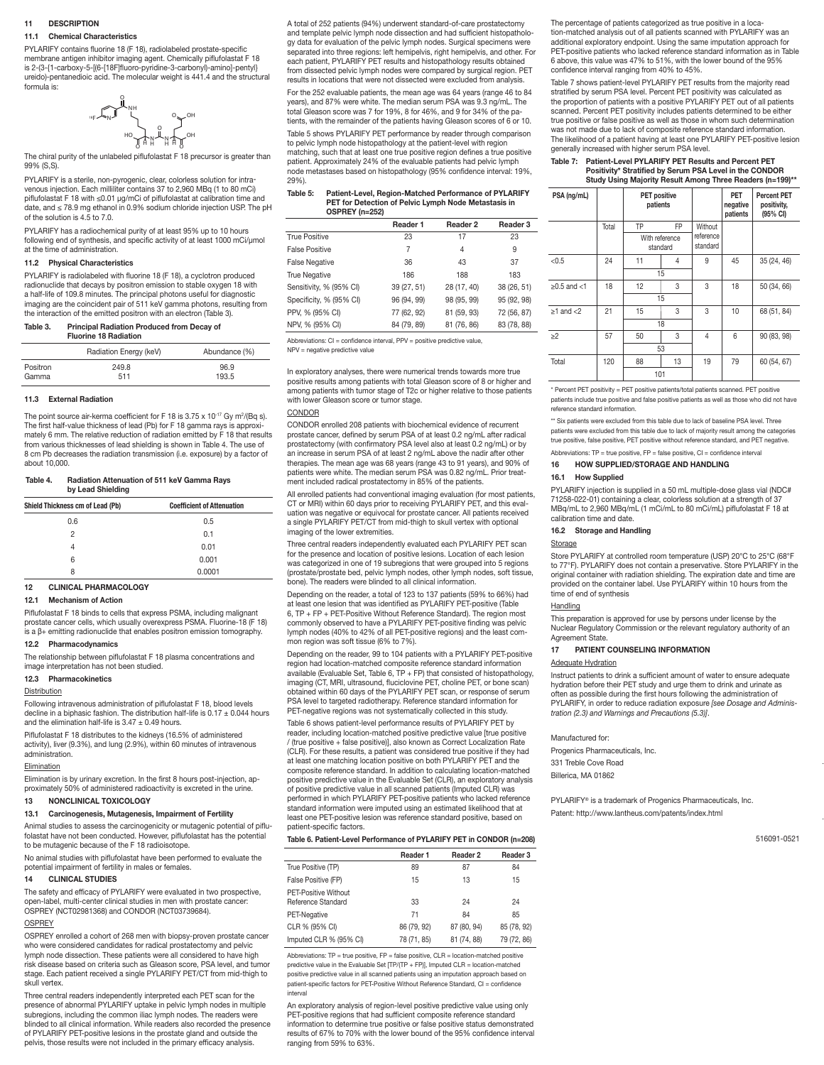## 11 DESCRIPTION

### 11.1 Chemical Characteristics

PYLARIFY contains fluorine 18 (F 18), radiolabeled prostate-specific membrane antigen inhibitor imaging agent. Chemically piflufolastat F 18 is 2-(3-{1-carboxy-5-[(6-[18F]fluoro-pyridine-3-carbonyl)-amino]-pentyl} ureido)-pentanedioic acid. The molecular weight is 441.4 and the structural formula is:

The chiral purity of the unlabeled piflufolastat F 18 precursor is greater than 99% (S,S).

PYLARIFY is a sterile, non-pyrogenic, clear, colorless solution for intravenous injection. Each milliliter contains 37 to 2,960 MBq (1 to 80 mCi) piflufolastat F 18 with ≤0.01 µg/mCi of piflufolastat at calibration time and date, and ≤ 78.9 mg ethanol in 0.9% sodium chloride injection USP. The pH of the solution is 4.5 to 7.0.

PYLARIFY has a radiochemical purity of at least 95% up to 10 hours following end of synthesis, and specific activity of at least 1000 mCi/µmol at the time of administration.

### 11.2 Physical Characteristics

PYLARIFY is radiolabeled with fluorine 18 (F 18), a cyclotron produced radionuclide that decays by positron emission to stable oxygen 18 with a half-life of 109.8 minutes. The principal photons useful for diagnostic imaging are the coincident pair of 511 keV gamma photons, resulting from the interaction of the emitted positron with an electron (Table 3).

**Table 3. Principal Radiation Produced from Decay of Fluorine 18 Radiation**

| | Radiation Energy (keV) | Abundance (%) |
|---|---|---|
| Positron | 249.8 | 96.9 |
| Gamma | 511 | 193.5 |

### 11.3 External Radiation

The point source air-kerma coefficient for F 18 is $3.75 \times 10^{-17}$ Gy m²/(Bq s). The first half-value thickness of lead (Pb) for F 18 gamma rays is approximately 6 mm. The relative reduction of radiation emitted by F 18 that results from various thicknesses of lead shielding is shown in Table 4. The use of 8 cm Pb decreases the radiation transmission (i.e. exposure) by a factor of about 10,000.

**Table 4. Radiation Attenuation of 511 keV Gamma Rays by Lead Shielding**

| Shield Thickness cm of Lead (Pb) | Coefficient of Attenuation |
|---|---|
| 0.6 | 0.5 |
| 2 | 0.1 |
| 4 | 0.01 |
| 6 | 0.001 |
| 8 | 0.0001 |

## 12 CLINICAL PHARMACOLOGY

### 12.1 Mechanism of Action

Piflufolastat F 18 binds to cells that express PSMA, including malignant prostate cancer cells, which usually overexpress PSMA. Fluorine-18 (F 18) is a β+ emitting radionuclide that enables positron emission tomography.

### 12.2 Pharmacodynamics

The relationship between piflufolastat F 18 plasma concentrations and image interpretation has not been studied.

### 12.3 Pharmacokinetics

Distribution

Following intravenous administration of piflufolastat F 18, blood levels decline in a biphasic fashion. The distribution half-life is 0.17 ± 0.044 hours and the elimination half-life is 3.47 ± 0.49 hours.

Piflufolastat F 18 distributes to the kidneys (16.5% of administered activity), liver (9.3%), and lung (2.9%), within 60 minutes of intravenous administration.

Elimination

Elimination is by urinary excretion. In the first 8 hours post-injection, approximately 50% of administered radioactivity is excreted in the urine.

## 13 NONCLINICAL TOXICOLOGY

### 13.1 Carcinogenesis, Mutagenesis, Impairment of Fertility

Animal studies to assess the carcinogenicity or mutagenic potential of piflufolastat have not been conducted. However, piflufolastat has the potential to be mutagenic because of the F 18 radioisotope.

No animal studies with piflufolastat have been performed to evaluate the potential impairment of fertility in males or females.

## 14 CLINICAL STUDIES

The safety and efficacy of PYLARIFY were evaluated in two prospective, open-label, multi-center clinical studies in men with prostate cancer: OSPREY (NCT02981368) and CONDOR (NCT03739684).

OSPREY

OSPREY enrolled a cohort of 268 men with biopsy-proven prostate cancer who were considered candidates for radical prostatectomy and pelvic lymph node dissection. These patients were all considered to have high risk disease based on criteria such as Gleason score, PSA level, and tumor stage. Each patient received a single PYLARIFY PET/CT from mid-thigh to skull vertex.

Three central readers independently interpreted each PET scan for the presence of abnormal PYLARIFY uptake in pelvic lymph nodes in multiple subregions, including the common iliac lymph nodes. The readers were blinded to all clinical information. While readers also recorded the presence of PYLARIFY PET-positive lesions in the prostate gland and outside the pelvis, those results were not included in the primary efficacy analysis.

A total of 252 patients (94%) underwent standard-of-care prostatectomy and template pelvic lymph node dissection and had sufficient histopathology data for evaluation of the pelvic lymph nodes. Surgical specimens were separated into three regions: left hemipelvis, right hemipelvis, and other. For each patient, PYLARIFY PET results and histopathology results obtained from dissected pelvic lymph nodes were compared by surgical region. PET results in locations that were not dissected were excluded from analysis.

For the 252 evaluable patients, the mean age was 64 years (range 46 to 84 years), and 87% were white. The median serum PSA was 9.3 ng/mL. The total Gleason score was 7 for 19%, 8 for 46%, and 9 for 34% of the patients, with the remainder of the patients having Gleason scores of 6 or 10.

Table 5 shows PYLARIFY PET performance by reader through comparison to pelvic lymph node histopathology at the patient-level with region matching, such that at least one true positive region defines a true positive patient. Approximately 24% of the evaluable patients had pelvic lymph node metastases based on histopathology (95% confidence interval: 19%, 29%).

**Table 5: Patient-Level, Region-Matched Performance of PYLARIFY PET for Detection of Pelvic Lymph Node Metastasis in OSPREY (n=252)**

| | Reader 1 | Reader 2 | Reader 3 |
|---|---|---|---|
| True Positive | 23 | 17 | 23 |
| False Positive | 7 | 4 | 9 |
| False Negative | 36 | 43 | 37 |
| True Negative | 186 | 188 | 183 |
| Sensitivity, % (95% CI) | 39 (27, 51) | 28 (17, 40) | 38 (26, 51) |
| Specificity, % (95% CI) | 96 (94, 99) | 98 (95, 99) | 95 (92, 98) |
| PPV, % (95% CI) | 77 (62, 92) | 81 (59, 93) | 72 (56, 87) |
| NPV, % (95% CI) | 84 (79, 89) | 81 (76, 86) | 83 (78, 88) |

Abbreviations: CI = confidence interval, PPV = positive predictive value, NPV = negative predictive value

In exploratory analyses, there were numerical trends towards more true positive results among patients with total Gleason score of 8 or higher and among patients with tumor stage of T2c or higher relative to those patients with lower Gleason score or tumor stage.

CONDOR

CONDOR enrolled 208 patients with biochemical evidence of recurrent prostate cancer, defined by serum PSA of at least 0.2 ng/mL after radical prostatectomy (with confirmatory PSA level also at least 0.2 ng/mL) or by an increase in serum PSA of at least 2 ng/mL above the nadir after other therapies. The mean age was 68 years (range 43 to 91 years), and 90% of patients were white. The median serum PSA was 0.82 ng/mL. Prior treatment included radical prostatectomy in 85% of the patients.

All enrolled patients had conventional imaging evaluation (for most patients, CT or MRI) within 60 days prior to receiving PYLARIFY PET, and this evaluation was negative or equivocal for prostate cancer. All patients received a single PYLARIFY PET/CT from mid-thigh to skull vertex with optional imaging of the lower extremities.

Three central readers independently evaluated each PYLARIFY PET scan for the presence and location of positive lesions. Location of each lesion was categorized in one of 19 subregions that were grouped into 5 regions (prostate/prostate bed, pelvic lymph nodes, other lymph nodes, soft tissue, bone). The readers were blinded to all clinical information.

Depending on the reader, a total of 123 to 137 patients (59% to 66%) had at least one lesion that was identified as PYLARIFY PET-positive (Table 6, TP + FP + PET-Positive Without Reference Standard). The region most commonly observed to have a PYLARIFY PET-positive finding was pelvic lymph nodes (40% to 42% of all PET-positive regions) and the least common region was soft tissue (6% to 7%).

Depending on the reader, 99 to 104 patients with a PYLARIFY PET-positive region had location-matched composite reference standard information available (Evaluable Set, Table 6, TP + FP) that consisted of histopathology, imaging (CT, MRI, ultrasound, fluciclovine PET, choline PET, or bone scan) obtained within 60 days of the PYLARIFY PET scan, or response of serum PSA level to targeted radiotherapy. Reference standard information for PET-negative regions was not systematically collected in this study.

Table 6 shows patient-level performance results of PYLARIFY PET by reader, including location-matched positive predictive value [true positive / (true positive + false positive)], also known as Correct Localization Rate (CLR). For these results, a patient was considered true positive if they had at least one matching location positive on both PYLARIFY PET and the composite reference standard. In addition to calculating location-matched positive predictive value in the Evaluable Set (CLR), an exploratory analysis of positive predictive value in all scanned patients (Imputed CLR) was performed in which PYLARIFY PET-positive patients who lacked reference standard information were imputed using an estimated likelihood that at least one PET-positive lesion was reference standard positive, based on patient-specific factors.

**Table 6. Patient-Level Performance of PYLARIFY PET in CONDOR (n=208)**

| | Reader 1 | Reader 2 | Reader 3 |
|---|---|---|---|
| True Positive (TP) | 89 | 87 | 84 |
| False Positive (FP) | 15 | 13 | 15 |
| PET-Positive Without Reference Standard | 33 | 24 | 24 |
| PET-Negative | 71 | 84 | 85 |
| CLR % (95% CI) | 86 (79, 92) | 87 (80, 94) | 85 (78, 92) |
| Imputed CLR % (95% CI) | 78 (71, 85) | 81 (74, 88) | 79 (72, 86) |

Abbreviations: TP = true positive, FP = false positive, CLR = location-matched positive predictive value in the Evaluable Set [TP/(TP + FP)], Imputed CLR = location-matched positive predictive value in all scanned patients using an imputation approach based on patient-specific factors for PET-Positive Without Reference Standard, CI = confidence interval

An exploratory analysis of region-level positive predictive value using only PET-positive regions that had sufficient composite reference standard information to determine true positive or false positive status demonstrated results of 67% to 70% with the lower bound of the 95% confidence interval ranging from 59% to 63%.

The percentage of patients categorized as true positive in a location-matched analysis out of all patients scanned with PYLARIFY was an additional exploratory endpoint. Using the same imputation approach for PET-positive patients who lacked reference standard information as in Table 6 above, this value was 47% to 51%, with the lower bound of the 95% confidence interval ranging from 40% to 45%.

Table 7 shows patient-level PYLARIFY PET results from the majority read stratified by serum PSA level. Percent PET positivity was calculated as the proportion of patients with a positive PYLARIFY PET out of all patients scanned. Percent PET positivity includes patients determined to be either true positive or false positive as well as those in whom such determination was not made due to lack of composite reference standard information. The likelihood of a patient having at least one PYLARIFY PET-positive lesion generally increased with higher serum PSA level.

**Table 7: Patient-Level PYLARIFY PET Results and Percent PET Positivity\* Stratified by Serum PSA Level in the CONDOR Study Using Majority Result Among Three Readers (n=199)\*\***

| PSA (ng/mL) | PET positive patients | | | | PET negative patients | Percent PET positivity, (95% CI) |
|---|---|---|---|---|---|---|
| | Total | TP | FP | Without reference standard | | |
| | | With reference standard | | | | |
| <0.5 | 24 | 11 | 4 | 9 | 45 | 35 (24, 46) |
| | | 15 | | | | |
| ≥0.5 and <1 | 18 | 12 | 3 | 3 | 18 | 50 (34, 66) |
| | | 15 | | | | |
| ≥1 and <2 | 21 | 15 | 3 | 3 | 10 | 68 (51, 84) |
| | | 18 | | | | |
| ≥2 | 57 | 50 | 3 | 4 | 6 | 90 (83, 98) |
| | | 53 | | | | |
| Total | 120 | 88 | 13 | 19 | 79 | 60 (54, 67) |
| | | 101 | | | | |

\* Percent PET positivity = PET positive patients/total patients scanned. PET positive patients include true positive and false positive patients as well as those who did not have reference standard information.

\*\* Six patients were excluded from this table due to lack of baseline PSA level. Three patients were excluded from this table due to lack of majority result among the categories true positive, false positive, PET positive without reference standard, and PET negative.

Abbreviations: TP = true positive, FP = false positive, CI = confidence interval

## 16 HOW SUPPLIED/STORAGE AND HANDLING

### 16.1 How Supplied

PYLARIFY injection is supplied in a 50 mL multiple-dose glass vial (NDC# 71258-022-01) containing a clear, colorless solution at a strength of 37 MBq/mL to 2,960 MBq/mL (1 mCi/mL to 80 mCi/mL) piflufolastat F 18 at calibration time and date.

### 16.2 Storage and Handling

Storage

Store PYLARIFY at controlled room temperature (USP) 20°C to 25°C (68°F to 77°F). PYLARIFY does not contain a preservative. Store PYLARIFY in the original container with radiation shielding. The expiration date and time are provided on the container label. Use PYLARIFY within 10 hours from the time of end of synthesis

Handling

This preparation is approved for use by persons under license by the Nuclear Regulatory Commission or the relevant regulatory authority of an Agreement State.

## 17 PATIENT COUNSELING INFORMATION

Adequate Hydration

Instruct patients to drink a sufficient amount of water to ensure adequate hydration before their PET study and urge them to drink and urinate as often as possible during the first hours following the administration of PYLARIFY, in order to reduce radiation exposure *[see Dosage and Administration (2.3) and Warnings and Precautions (5.3)]*.

Manufactured for:

Progenics Pharmaceuticals, Inc.

331 Treble Cove Road

Billerica, MA 01862

PYLARIFY® is a trademark of Progenics Pharmaceuticals, Inc.

Patent: http://www.lantheus.com/patents/index.html

516091-0521